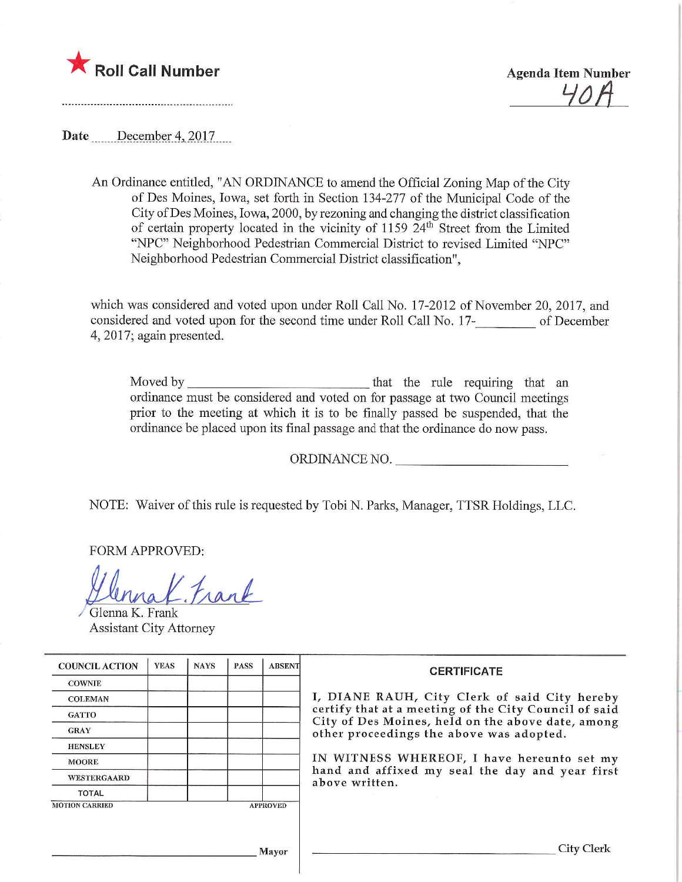★ **Roll Call Number**

**Agenda Item Number**
40A

**Date** December 4, 2017

An Ordinance entitled, "AN ORDINANCE to amend the Official Zoning Map of the City of Des Moines, Iowa, set forth in Section 134-277 of the Municipal Code of the City of Des Moines, Iowa, 2000, by rezoning and changing the district classification of certain property located in the vicinity of 1159 24th Street from the Limited "NPC" Neighborhood Pedestrian Commercial District to revised Limited "NPC" Neighborhood Pedestrian Commercial District classification",

which was considered and voted upon under Roll Call No. 17-2012 of November 20, 2017, and considered and voted upon for the second time under Roll Call No. 17-________ of December 4, 2017; again presented.

Moved by ____________________________ that the rule requiring that an ordinance must be considered and voted on for passage at two Council meetings prior to the meeting at which it is to be finally passed be suspended, that the ordinance be placed upon its final passage and that the ordinance do now pass.

ORDINANCE NO. ________________________

NOTE: Waiver of this rule is requested by Tobi N. Parks, Manager, TTSR Holdings, LLC.

FORM APPROVED:

Glenna K. Frank
Assistant City Attorney

| COUNCIL ACTION | YEAS | NAYS | PASS | ABSENT |
|---|---|---|---|---|
| COWNIE | | | | |
| COLEMAN | | | | |
| GATTO | | | | |
| GRAY | | | | |
| HENSLEY | | | | |
| MOORE | | | | |
| WESTERGAARD | | | | |
| TOTAL | | | | |

MOTION CARRIED APPROVED

________________________________ Mayor

**CERTIFICATE**

I, DIANE RAUH, City Clerk of said City hereby certify that at a meeting of the City Council of said City of Des Moines, held on the above date, among other proceedings the above was adopted.

IN WITNESS WHEREOF, I have hereunto set my hand and affixed my seal the day and year first above written.

________________________________ City Clerk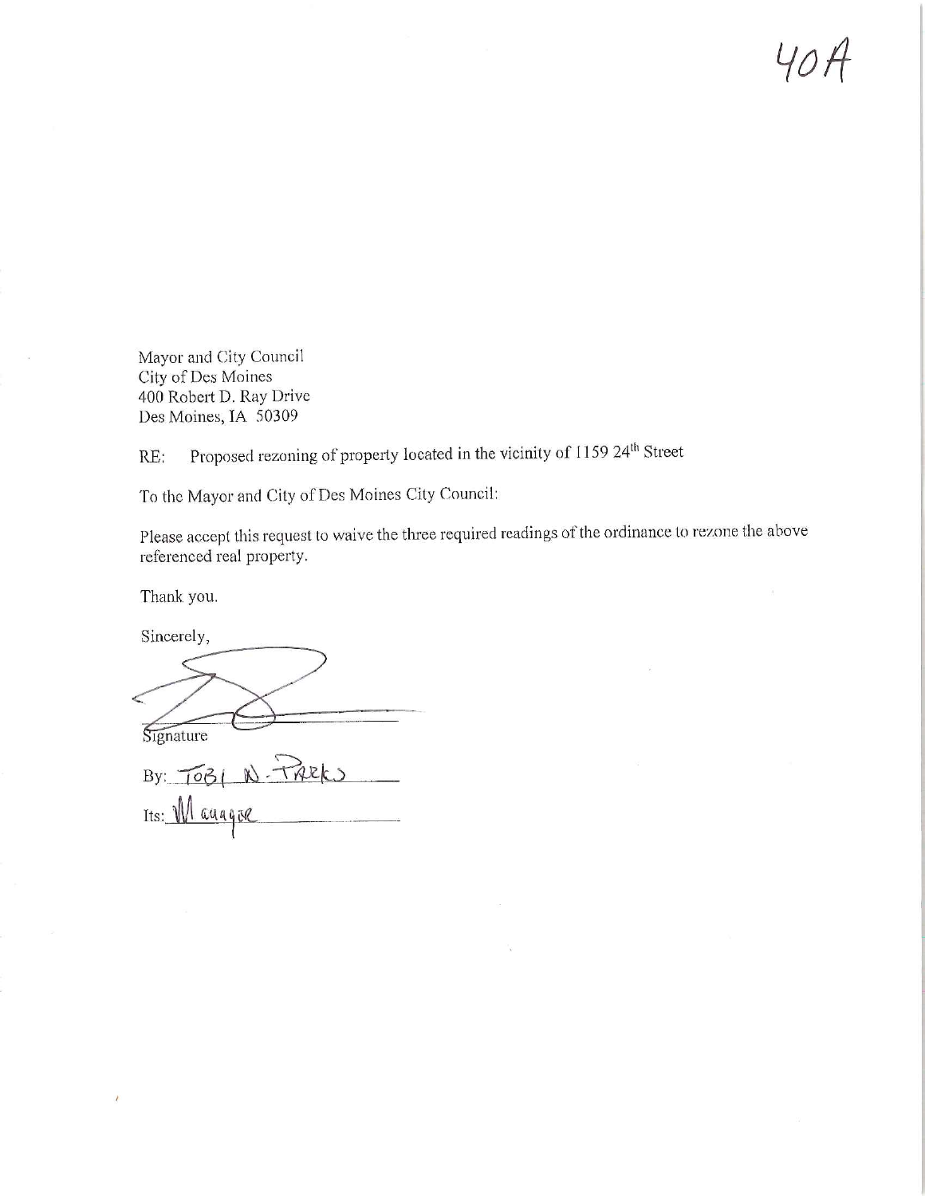40A

Mayor and City Council
City of Des Moines
400 Robert D. Ray Drive
Des Moines, IA 50309

RE: Proposed rezoning of property located in the vicinity of 1159 24th Street

To the Mayor and City of Des Moines City Council:

Please accept this request to waive the three required readings of the ordinance to rezone the above referenced real property.

Thank you.

Sincerely,

Signature

By: TOBI N. PARKS

Its: Manager